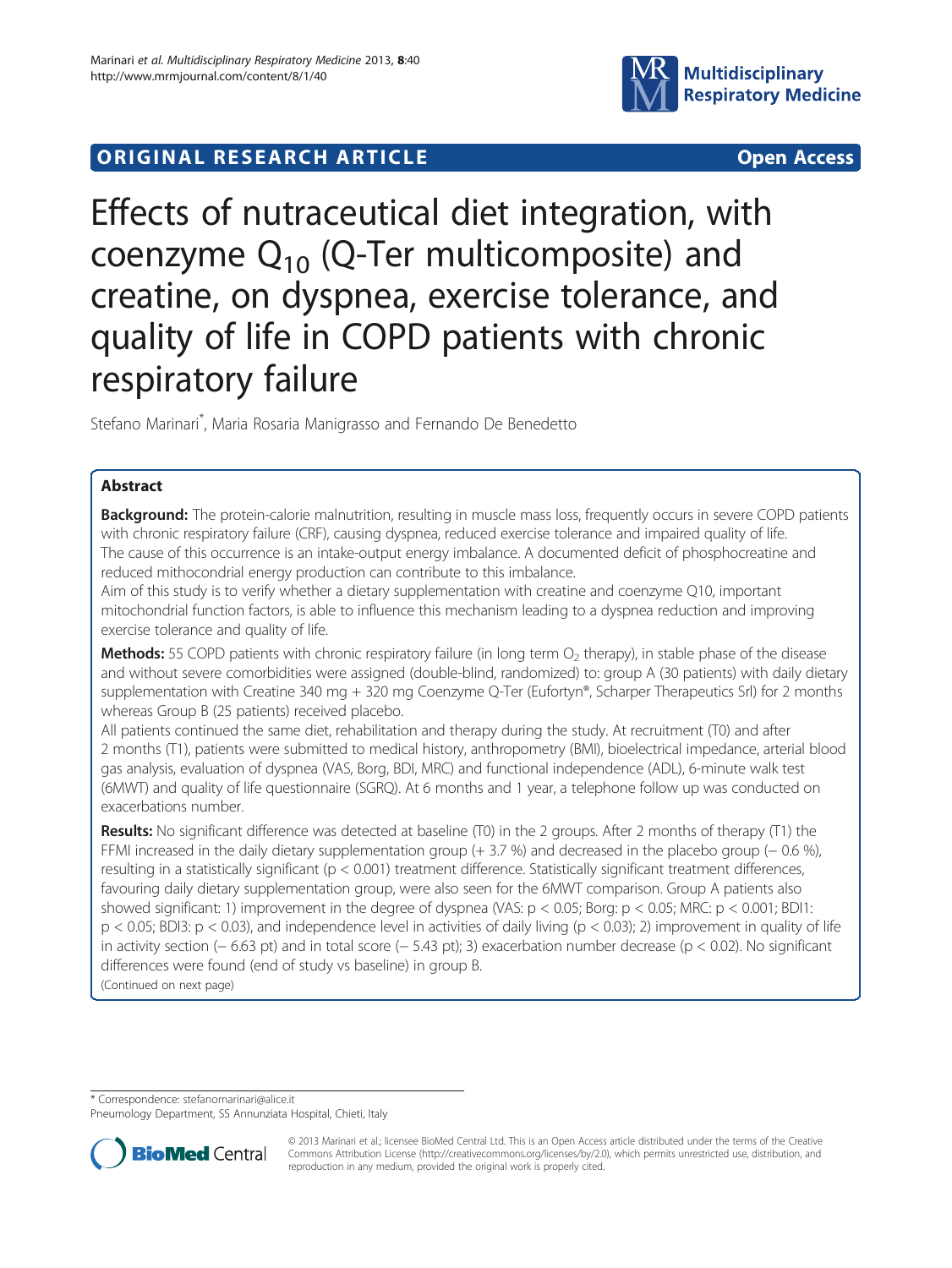**ORIGINAL RESEARCH ARTICLE** **Open Access**

# Effects of nutraceutical diet integration, with coenzyme $Q_{10}$ (Q-Ter multicomposite) and creatine, on dyspnea, exercise tolerance, and quality of life in COPD patients with chronic respiratory failure

Stefano Marinari*, Maria Rosaria Manigrasso and Fernando De Benedetto

## Abstract

**Background:** The protein-calorie malnutrition, resulting in muscle mass loss, frequently occurs in severe COPD patients with chronic respiratory failure (CRF), causing dyspnea, reduced exercise tolerance and impaired quality of life. The cause of this occurrence is an intake-output energy imbalance. A documented deficit of phosphocreatine and reduced mithocondrial energy production can contribute to this imbalance.

Aim of this study is to verify whether a dietary supplementation with creatine and coenzyme Q10, important mitochondrial function factors, is able to influence this mechanism leading to a dyspnea reduction and improving exercise tolerance and quality of life.

**Methods:** 55 COPD patients with chronic respiratory failure (in long term $O_2$ therapy), in stable phase of the disease and without severe comorbidities were assigned (double-blind, randomized) to: group A (30 patients) with daily dietary supplementation with Creatine 340 mg + 320 mg Coenzyme Q-Ter (Eufortyn®, Scharper Therapeutics Srl) for 2 months whereas Group B (25 patients) received placebo.

All patients continued the same diet, rehabilitation and therapy during the study. At recruitment (T0) and after 2 months (T1), patients were submitted to medical history, anthropometry (BMI), bioelectrical impedance, arterial blood gas analysis, evaluation of dyspnea (VAS, Borg, BDI, MRC) and functional independence (ADL), 6-minute walk test (6MWT) and quality of life questionnaire (SGRQ). At 6 months and 1 year, a telephone follow up was conducted on exacerbations number.

**Results:** No significant difference was detected at baseline (T0) in the 2 groups. After 2 months of therapy (T1) the FFMI increased in the daily dietary supplementation group (+ 3.7 %) and decreased in the placebo group (− 0.6 %), resulting in a statistically significant ($p < 0.001$) treatment difference. Statistically significant treatment differences, favouring daily dietary supplementation group, were also seen for the 6MWT comparison. Group A patients also showed significant: 1) improvement in the degree of dyspnea (VAS: $p < 0.05$; Borg: $p < 0.05$; MRC: $p < 0.001$; BDI1: $p < 0.05$; BDI3: $p < 0.03$), and independence level in activities of daily living ($p < 0.03$); 2) improvement in quality of life in activity section (− 6.63 pt) and in total score (− 5.43 pt); 3) exacerbation number decrease ($p < 0.02$). No significant differences were found (end of study vs baseline) in group B.

(Continued on next page)

\* Correspondence: stefanomarinari@alice.it
Pneumology Department, SS Annunziata Hospital, Chieti, Italy

© 2013 Marinari et al.; licensee BioMed Central Ltd. This is an Open Access article distributed under the terms of the Creative Commons Attribution License (http://creativecommons.org/licenses/by/2.0), which permits unrestricted use, distribution, and reproduction in any medium, provided the original work is properly cited.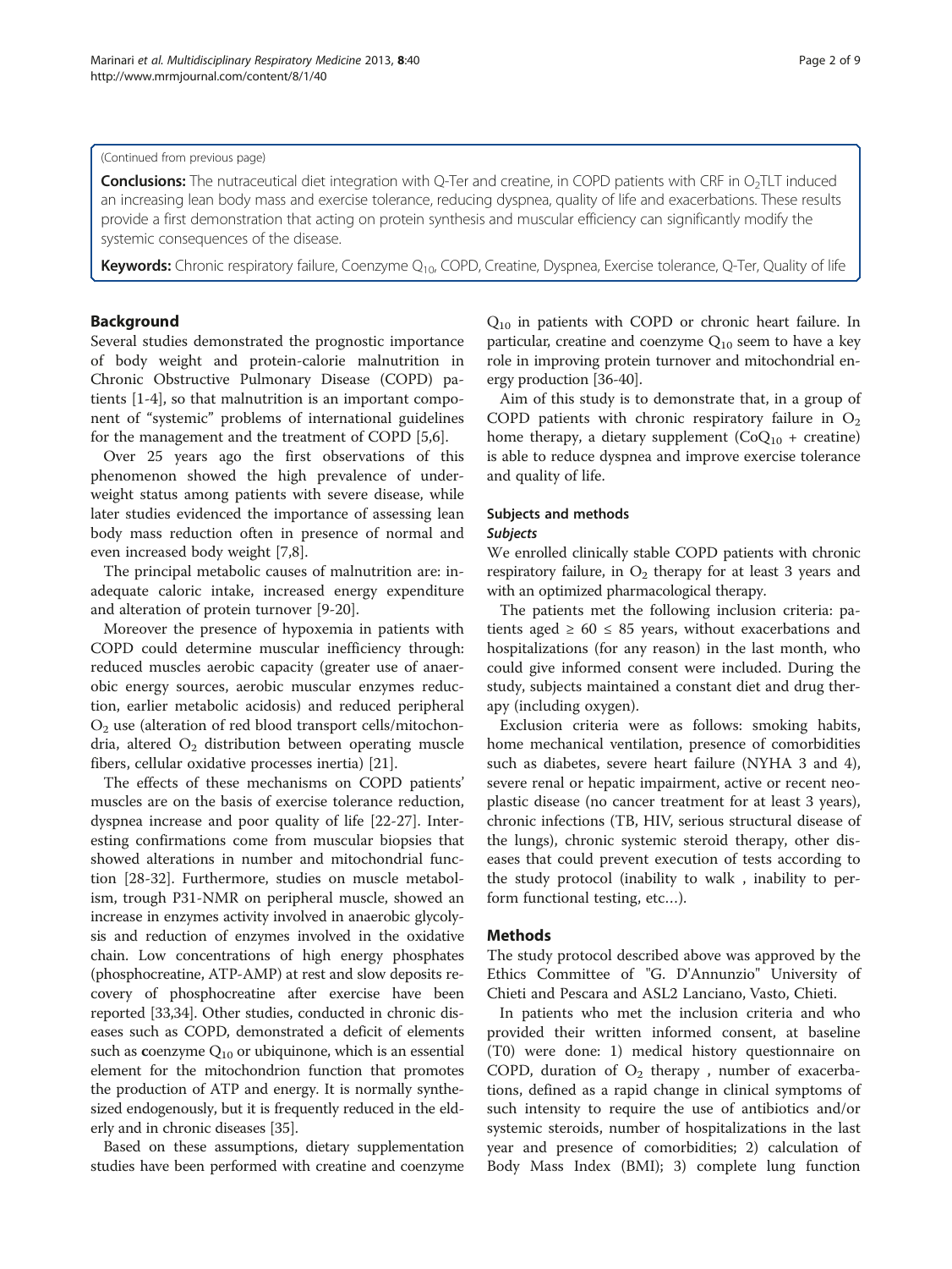(Continued from previous page)

**Conclusions:** The nutraceutical diet integration with Q-Ter and creatine, in COPD patients with CRF in $O_2$TLT induced an increasing lean body mass and exercise tolerance, reducing dyspnea, quality of life and exacerbations. These results provide a first demonstration that acting on protein synthesis and muscular efficiency can significantly modify the systemic consequences of the disease.

**Keywords:** Chronic respiratory failure, Coenzyme $Q_{10}$, COPD, Creatine, Dyspnea, Exercise tolerance, Q-Ter, Quality of life

## Background

Several studies demonstrated the prognostic importance of body weight and protein-calorie malnutrition in Chronic Obstructive Pulmonary Disease (COPD) patients [1-4], so that malnutrition is an important component of "systemic" problems of international guidelines for the management and the treatment of COPD [5,6].

Over 25 years ago the first observations of this phenomenon showed the high prevalence of underweight status among patients with severe disease, while later studies evidenced the importance of assessing lean body mass reduction often in presence of normal and even increased body weight [7,8].

The principal metabolic causes of malnutrition are: inadequate caloric intake, increased energy expenditure and alteration of protein turnover [9-20].

Moreover the presence of hypoxemia in patients with COPD could determine muscular inefficiency through: reduced muscles aerobic capacity (greater use of anaerobic energy sources, aerobic muscular enzymes reduction, earlier metabolic acidosis) and reduced peripheral $O_2$ use (alteration of red blood transport cells/mitochondria, altered $O_2$ distribution between operating muscle fibers, cellular oxidative processes inertia) [21].

The effects of these mechanisms on COPD patients' muscles are on the basis of exercise tolerance reduction, dyspnea increase and poor quality of life [22-27]. Interesting confirmations come from muscular biopsies that showed alterations in number and mitochondrial function [28-32]. Furthermore, studies on muscle metabolism, trough P31-NMR on peripheral muscle, showed an increase in enzymes activity involved in anaerobic glycolysis and reduction of enzymes involved in the oxidative chain. Low concentrations of high energy phosphates (phosphocreatine, ATP-AMP) at rest and slow deposits recovery of phosphocreatine after exercise have been reported [33,34]. Other studies, conducted in chronic diseases such as COPD, demonstrated a deficit of elements such as **c**oenzyme $Q_{10}$ or ubiquinone, which is an essential element for the mitochondrion function that promotes the production of ATP and energy. It is normally synthesized endogenously, but it is frequently reduced in the elderly and in chronic diseases [35].

Based on these assumptions, dietary supplementation studies have been performed with creatine and coenzyme $Q_{10}$ in patients with COPD or chronic heart failure. In particular, creatine and coenzyme $Q_{10}$ seem to have a key role in improving protein turnover and mitochondrial energy production [36-40].

Aim of this study is to demonstrate that, in a group of COPD patients with chronic respiratory failure in $O_2$ home therapy, a dietary supplement ($CoQ_{10}$ + creatine) is able to reduce dyspnea and improve exercise tolerance and quality of life.

## Subjects and methods

### *Subjects*

We enrolled clinically stable COPD patients with chronic respiratory failure, in $O_2$ therapy for at least 3 years and with an optimized pharmacological therapy.

The patients met the following inclusion criteria: patients aged $\geq 60 \leq 85$ years, without exacerbations and hospitalizations (for any reason) in the last month, who could give informed consent were included. During the study, subjects maintained a constant diet and drug therapy (including oxygen).

Exclusion criteria were as follows: smoking habits, home mechanical ventilation, presence of comorbidities such as diabetes, severe heart failure (NYHA 3 and 4), severe renal or hepatic impairment, active or recent neoplastic disease (no cancer treatment for at least 3 years), chronic infections (TB, HIV, serious structural disease of the lungs), chronic systemic steroid therapy, other diseases that could prevent execution of tests according to the study protocol (inability to walk , inability to perform functional testing, etc…).

## Methods

The study protocol described above was approved by the Ethics Committee of "G. D'Annunzio" University of Chieti and Pescara and ASL2 Lanciano, Vasto, Chieti.

In patients who met the inclusion criteria and who provided their written informed consent, at baseline (T0) were done: 1) medical history questionnaire on COPD, duration of $O_2$ therapy , number of exacerbations, defined as a rapid change in clinical symptoms of such intensity to require the use of antibiotics and/or systemic steroids, number of hospitalizations in the last year and presence of comorbidities; 2) calculation of Body Mass Index (BMI); 3) complete lung function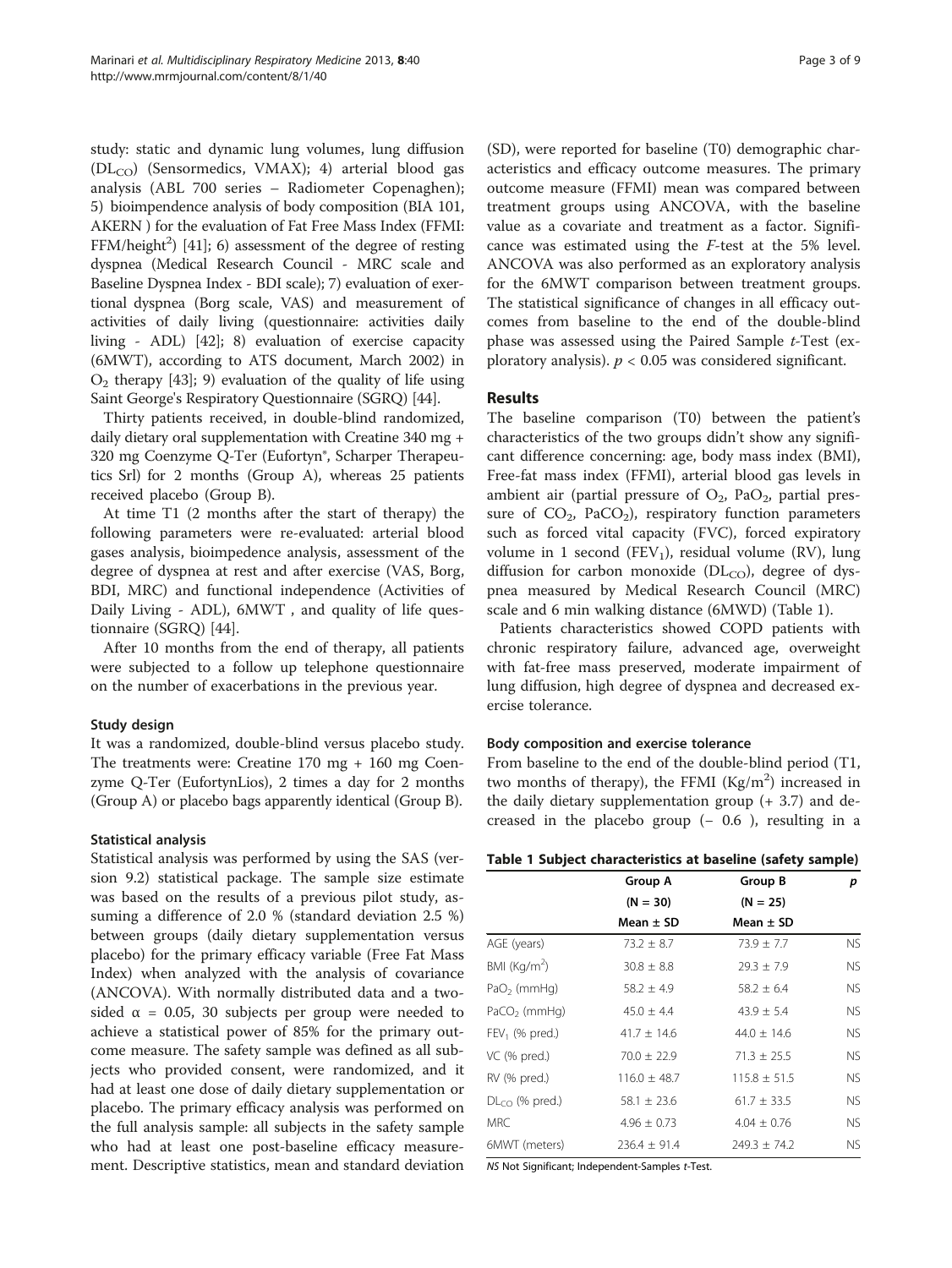study: static and dynamic lung volumes, lung diffusion ($DL_{CO}$) (Sensormedics, VMAX); 4) arterial blood gas analysis (ABL 700 series – Radiometer Copenaghen); 5) bioimpendence analysis of body composition (BIA 101, AKERN ) for the evaluation of Fat Free Mass Index (FFMI: FFM/height$^2$) [41]; 6) assessment of the degree of resting dyspnea (Medical Research Council - MRC scale and Baseline Dyspnea Index - BDI scale); 7) evaluation of exertional dyspnea (Borg scale, VAS) and measurement of activities of daily living (questionnaire: activities daily living - ADL) [42]; 8) evaluation of exercise capacity (6MWT), according to ATS document, March 2002) in $O_2$ therapy [43]; 9) evaluation of the quality of life using Saint George's Respiratory Questionnaire (SGRQ) [44].

Thirty patients received, in double-blind randomized, daily dietary oral supplementation with Creatine 340 mg + 320 mg Coenzyme Q-Ter (Eufortyn®, Scharper Therapeutics Srl) for 2 months (Group A), whereas 25 patients received placebo (Group B).

At time T1 (2 months after the start of therapy) the following parameters were re-evaluated: arterial blood gases analysis, bioimpedence analysis, assessment of the degree of dyspnea at rest and after exercise (VAS, Borg, BDI, MRC) and functional independence (Activities of Daily Living - ADL), 6MWT , and quality of life questionnaire (SGRQ) [44].

After 10 months from the end of therapy, all patients were subjected to a follow up telephone questionnaire on the number of exacerbations in the previous year.

### Study design

It was a randomized, double-blind versus placebo study. The treatments were: Creatine 170 mg + 160 mg Coenzyme Q-Ter (EufortynLios), 2 times a day for 2 months (Group A) or placebo bags apparently identical (Group B).

### Statistical analysis

Statistical analysis was performed by using the SAS (version 9.2) statistical package. The sample size estimate was based on the results of a previous pilot study, assuming a difference of 2.0 % (standard deviation 2.5 %) between groups (daily dietary supplementation versus placebo) for the primary efficacy variable (Free Fat Mass Index) when analyzed with the analysis of covariance (ANCOVA). With normally distributed data and a two-sided $\alpha = 0.05$, 30 subjects per group were needed to achieve a statistical power of 85% for the primary outcome measure. The safety sample was defined as all subjects who provided consent, were randomized, and it had at least one dose of daily dietary supplementation or placebo. The primary efficacy analysis was performed on the full analysis sample: all subjects in the safety sample who had at least one post-baseline efficacy measurement. Descriptive statistics, mean and standard deviation (SD), were reported for baseline (T0) demographic characteristics and efficacy outcome measures. The primary outcome measure (FFMI) mean was compared between treatment groups using ANCOVA, with the baseline value as a covariate and treatment as a factor. Significance was estimated using the $F$-test at the 5% level. ANCOVA was also performed as an exploratory analysis for the 6MWT comparison between treatment groups. The statistical significance of changes in all efficacy outcomes from baseline to the end of the double-blind phase was assessed using the Paired Sample $t$-Test (exploratory analysis). $p < 0.05$ was considered significant.

## Results

The baseline comparison (T0) between the patient's characteristics of the two groups didn't show any significant difference concerning: age, body mass index (BMI), Free-fat mass index (FFMI), arterial blood gas levels in ambient air (partial pressure of $O_2$, $PaO_2$, partial pressure of $CO_2$, $PaCO_2$), respiratory function parameters such as forced vital capacity (FVC), forced expiratory volume in 1 second ($FEV_1$), residual volume (RV), lung diffusion for carbon monoxide ($DL_{CO}$), degree of dyspnea measured by Medical Research Council (MRC) scale and 6 min walking distance (6MWD) (Table 1).

Patients characteristics showed COPD patients with chronic respiratory failure, advanced age, overweight with fat-free mass preserved, moderate impairment of lung diffusion, high degree of dyspnea and decreased exercise tolerance.

### Body composition and exercise tolerance

From baseline to the end of the double-blind period (T1, two months of therapy), the FFMI (Kg/m$^2$) increased in the daily dietary supplementation group (+ 3.7) and decreased in the placebo group (– 0.6 ), resulting in a

**Table 1 Subject characteristics at baseline (safety sample)**

| | Group A (N = 30) Mean ± SD | Group B (N = 25) Mean ± SD | p |
|---|---|---|---|
| AGE (years) | 73.2 ± 8.7 | 73.9 ± 7.7 | NS |
| BMI (Kg/m$^2$) | 30.8 ± 8.8 | 29.3 ± 7.9 | NS |
| $PaO_2$ (mmHg) | 58.2 ± 4.9 | 58.2 ± 6.4 | NS |
| $PaCO_2$ (mmHg) | 45.0 ± 4.4 | 43.9 ± 5.4 | NS |
| $FEV_1$ (% pred.) | 41.7 ± 14.6 | 44.0 ± 14.6 | NS |
| VC (% pred.) | 70.0 ± 22.9 | 71.3 ± 25.5 | NS |
| RV (% pred.) | 116.0 ± 48.7 | 115.8 ± 51.5 | NS |
| $DL_{CO}$ (% pred.) | 58.1 ± 23.6 | 61.7 ± 33.5 | NS |
| MRC | 4.96 ± 0.73 | 4.04 ± 0.76 | NS |
| 6MWT (meters) | 236.4 ± 91.4 | 249.3 ± 74.2 | NS |

*NS Not Significant; Independent-Samples t-Test.*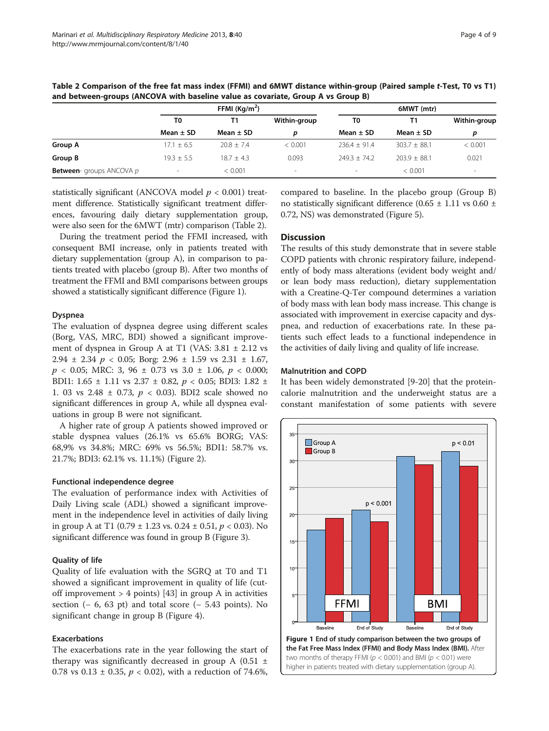**Table 2 Comparison of the free fat mass index (FFMI) and 6MWT distance within-group (Paired sample *t*-Test, T0 vs T1) and between-groups (ANCOVA with baseline value as covariate, Group A vs Group B)**

| | FFMI (Kg/m$^2$) | | | 6MWT (mtr) | | |
|---|---|---|---|---|---|---|
| | T0 | T1 | Within-group | T0 | T1 | Within-group |
| | Mean ± SD | Mean ± SD | *p* | Mean ± SD | Mean ± SD | *p* |
| **Group A** | 17.1 ± 6.5 | 20.8 ± 7.4 | < 0.001 | 236.4 ± 91.4 | 303.7 ± 88.1 | < 0.001 |
| **Group B** | 19.3 ± 5.5 | 18.7 ± 4.3 | 0.093 | 249.3 ± 74.2 | 203.9 ± 88.1 | 0.021 |
| **Between**- groups ANCOVA *p* | - | < 0.001 | - | - | < 0.001 | - |

statistically significant (ANCOVA model $p < 0.001$) treatment difference. Statistically significant treatment differences, favouring daily dietary supplementation group, were also seen for the 6MWT (mtr) comparison (Table 2).

During the treatment period the FFMI increased, with consequent BMI increase, only in patients treated with dietary supplementation (group A), in comparison to patients treated with placebo (group B). After two months of treatment the FFMI and BMI comparisons between groups showed a statistically significant difference (Figure 1).

### Dyspnea

The evaluation of dyspnea degree using different scales (Borg, VAS, MRC, BDI) showed a significant improvement of dyspnea in Group A at T1 (VAS: 3.81 ± 2.12 vs 2.94 ± 2.34 $p < 0.05$; Borg: 2.96 ± 1.59 vs 2.31 ± 1.67, $p < 0.05$; MRC: 3, 96 ± 0.73 vs 3.0 ± 1.06, $p < 0.000$; BDI1: 1.65 ± 1.11 vs 2.37 ± 0.82, $p < 0.05$; BDI3: 1.82 ± 1. 03 vs 2.48 ± 0.73, $p < 0.03$). BDI2 scale showed no significant differences in group A, while all dyspnea evaluations in group B were not significant.

A higher rate of group A patients showed improved or stable dyspnea values (26.1% vs 65.6% BORG; VAS: 68,9% vs 34.8%; MRC: 69% vs 56.5%; BDI1: 58.7% vs. 21.7%; BDI3: 62.1% vs. 11.1%) (Figure 2).

### Functional independence degree

The evaluation of performance index with Activities of Daily Living scale (ADL) showed a significant improvement in the independence level in activities of daily living in group A at T1 (0.79 ± 1.23 vs. 0.24 ± 0.51, $p < 0.03$). No significant difference was found in group B (Figure 3).

### Quality of life

Quality of life evaluation with the SGRQ at T0 and T1 showed a significant improvement in quality of life (cut-off improvement > 4 points) [43] in group A in activities section (− 6, 63 pt) and total score (− 5.43 points). No significant change in group B (Figure 4).

### Exacerbations

The exacerbations rate in the year following the start of therapy was significantly decreased in group A (0.51 ± 0.78 vs 0.13 ± 0.35, $p < 0.02$), with a reduction of 74.6%, compared to baseline. In the placebo group (Group B) no statistically significant difference (0.65 ± 1.11 vs 0.60 ± 0.72, NS) was demonstrated (Figure 5).

## Discussion

The results of this study demonstrate that in severe stable COPD patients with chronic respiratory failure, independently of body mass alterations (evident body weight and/or lean body mass reduction), dietary supplementation with a Creatine-Q-Ter compound determines a variation of body mass with lean body mass increase. This change is associated with improvement in exercise capacity and dyspnea, and reduction of exacerbations rate. In these patients such effect leads to a functional independence in the activities of daily living and quality of life increase.

### Malnutrition and COPD

It has been widely demonstrated [9-20] that the protein-calorie malnutrition and the underweight status are a constant manifestation of some patients with severe

**Figure 1 End of study comparison between the two groups of the Fat Free Mass Index (FFMI) and Body Mass Index (BMI).** After two months of therapy FFMI ($p < 0.001$) and BMI ($p < 0.01$) were higher in patients treated with dietary supplementation (group A).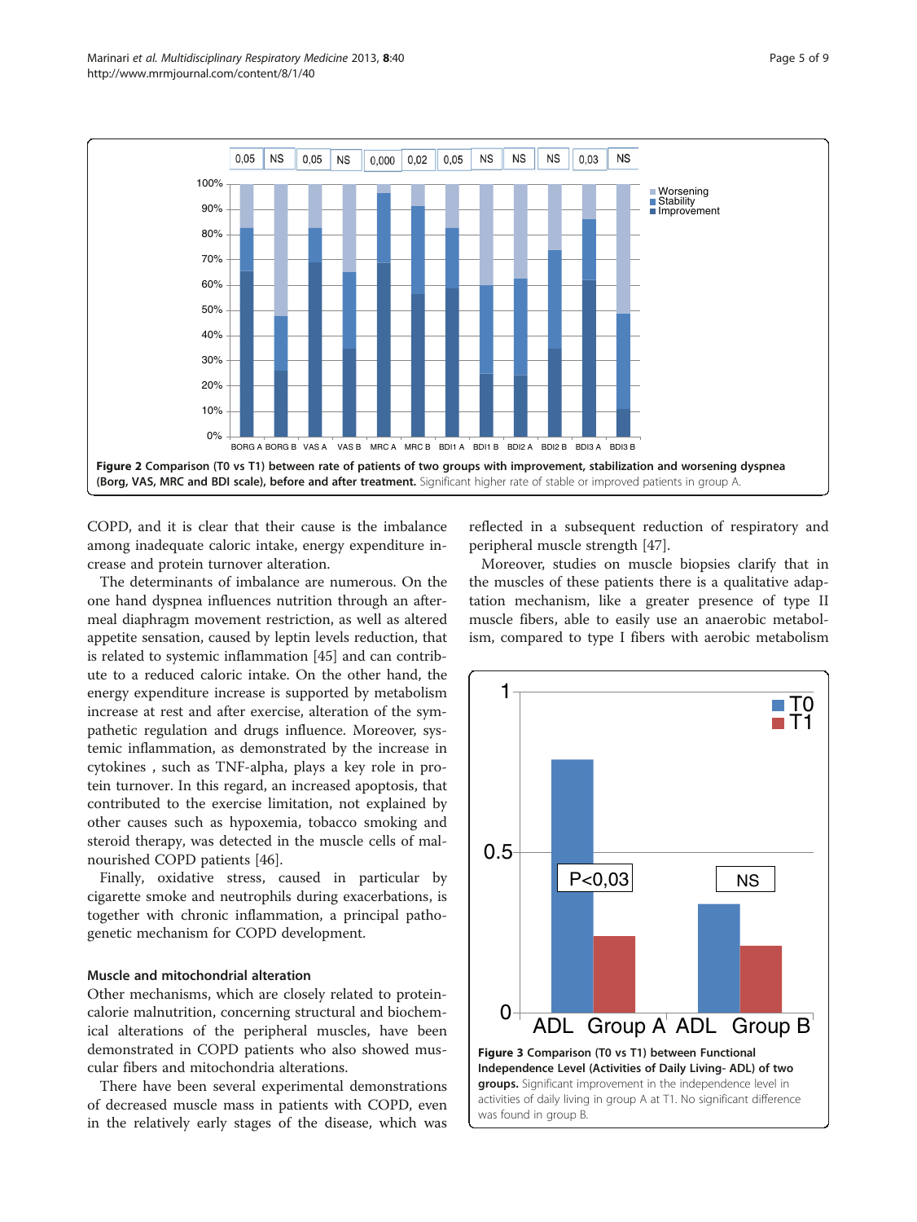Figure 2 Comparison (T0 vs T1) between rate of patients of two groups with improvement, stabilization and worsening dyspnea (Borg, VAS, MRC and BDI scale), before and after treatment. Significant higher rate of stable or improved patients in group A.

COPD, and it is clear that their cause is the imbalance among inadequate caloric intake, energy expenditure increase and protein turnover alteration.

The determinants of imbalance are numerous. On the one hand dyspnea influences nutrition through an aftermeal diaphragm movement restriction, as well as altered appetite sensation, caused by leptin levels reduction, that is related to systemic inflammation [45] and can contribute to a reduced caloric intake. On the other hand, the energy expenditure increase is supported by metabolism increase at rest and after exercise, alteration of the sympathetic regulation and drugs influence. Moreover, systemic inflammation, as demonstrated by the increase in cytokines , such as TNF-alpha, plays a key role in protein turnover. In this regard, an increased apoptosis, that contributed to the exercise limitation, not explained by other causes such as hypoxemia, tobacco smoking and steroid therapy, was detected in the muscle cells of malnourished COPD patients [46].

Finally, oxidative stress, caused in particular by cigarette smoke and neutrophils during exacerbations, is together with chronic inflammation, a principal pathogenetic mechanism for COPD development.

### Muscle and mitochondrial alteration

Other mechanisms, which are closely related to protein-calorie malnutrition, concerning structural and biochemical alterations of the peripheral muscles, have been demonstrated in COPD patients who also showed muscular fibers and mitochondria alterations.

There have been several experimental demonstrations of decreased muscle mass in patients with COPD, even in the relatively early stages of the disease, which was reflected in a subsequent reduction of respiratory and peripheral muscle strength [47].

Moreover, studies on muscle biopsies clarify that in the muscles of these patients there is a qualitative adaptation mechanism, like a greater presence of type II muscle fibers, able to easily use an anaerobic metabolism, compared to type I fibers with aerobic metabolism

Figure 3 Comparison (T0 vs T1) between Functional Independence Level (Activities of Daily Living- ADL) of two groups. Significant improvement in the independence level in activities of daily living in group A at T1. No significant difference was found in group B.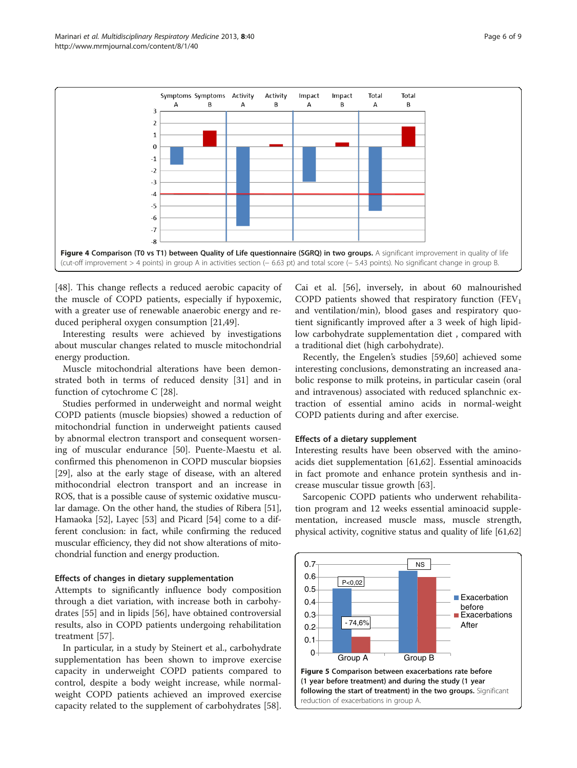**Figure 4 Comparison (T0 vs T1) between Quality of Life questionnaire (SGRQ) in two groups.** A significant improvement in quality of life (cut-off improvement > 4 points) in group A in activities section (− 6.63 pt) and total score (− 5.43 points). No significant change in group B.

[48]. This change reflects a reduced aerobic capacity of the muscle of COPD patients, especially if hypoxemic, with a greater use of renewable anaerobic energy and reduced peripheral oxygen consumption [21,49].

Interesting results were achieved by investigations about muscular changes related to muscle mitochondrial energy production.

Muscle mitochondrial alterations have been demonstrated both in terms of reduced density [31] and in function of cytochrome C [28].

Studies performed in underweight and normal weight COPD patients (muscle biopsies) showed a reduction of mitochondrial function in underweight patients caused by abnormal electron transport and consequent worsening of muscular endurance [50]. Puente-Maestu et al. confirmed this phenomenon in COPD muscular biopsies [29], also at the early stage of disease, with an altered mithocondrial electron transport and an increase in ROS, that is a possible cause of systemic oxidative muscular damage. On the other hand, the studies of Ribera [51], Hamaoka [52], Layec [53] and Picard [54] come to a different conclusion: in fact, while confirming the reduced muscular efficiency, they did not show alterations of mitochondrial function and energy production.

### Effects of changes in dietary supplementation

Attempts to significantly influence body composition through a diet variation, with increase both in carbohydrates [55] and in lipids [56], have obtained controversial results, also in COPD patients undergoing rehabilitation treatment [57].

In particular, in a study by Steinert et al., carbohydrate supplementation has been shown to improve exercise capacity in underweight COPD patients compared to control, despite a body weight increase, while normal-weight COPD patients achieved an improved exercise capacity related to the supplement of carbohydrates [58].

Cai et al. [56], inversely, in about 60 malnourished COPD patients showed that respiratory function ($FEV_1$ and ventilation/min), blood gases and respiratory quotient significantly improved after a 3 week of high lipid-low carbohydrate supplementation diet , compared with a traditional diet (high carbohydrate).

Recently, the Engelen's studies [59,60] achieved some interesting conclusions, demonstrating an increased anabolic response to milk proteins, in particular casein (oral and intravenous) associated with reduced splanchnic extraction of essential amino acids in normal-weight COPD patients during and after exercise.

### Effects of a dietary supplement

Interesting results have been observed with the amino-acids diet supplementation [61,62]. Essential aminoacids in fact promote and enhance protein synthesis and increase muscular tissue growth [63].

Sarcopenic COPD patients who underwent rehabilitation program and 12 weeks essential aminoacid supplementation, increased muscle mass, muscle strength, physical activity, cognitive status and quality of life [61,62]

**Figure 5 Comparison between exacerbations rate before (1 year before treatment) and during the study (1 year following the start of treatment) in the two groups.** Significant reduction of exacerbations in group A.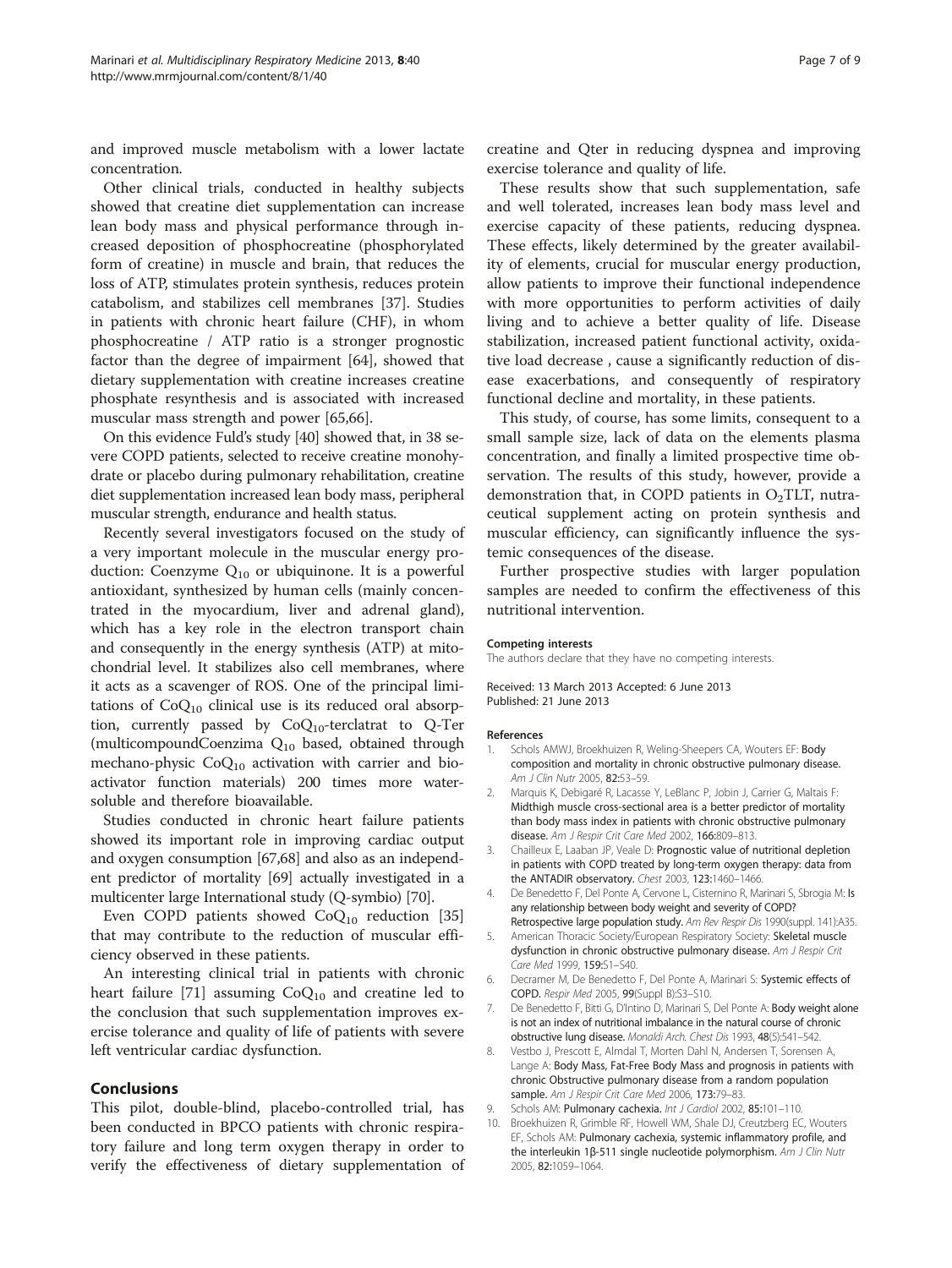and improved muscle metabolism with a lower lactate concentration.

Other clinical trials, conducted in healthy subjects showed that creatine diet supplementation can increase lean body mass and physical performance through increased deposition of phosphocreatine (phosphorylated form of creatine) in muscle and brain, that reduces the loss of ATP, stimulates protein synthesis, reduces protein catabolism, and stabilizes cell membranes [37]. Studies in patients with chronic heart failure (CHF), in whom phosphocreatine / ATP ratio is a stronger prognostic factor than the degree of impairment [64], showed that dietary supplementation with creatine increases creatine phosphate resynthesis and is associated with increased muscular mass strength and power [65,66].

On this evidence Fuld's study [40] showed that, in 38 severe COPD patients, selected to receive creatine monohydrate or placebo during pulmonary rehabilitation, creatine diet supplementation increased lean body mass, peripheral muscular strength, endurance and health status.

Recently several investigators focused on the study of a very important molecule in the muscular energy production: Coenzyme $Q_{10}$ or ubiquinone. It is a powerful antioxidant, synthesized by human cells (mainly concentrated in the myocardium, liver and adrenal gland), which has a key role in the electron transport chain and consequently in the energy synthesis (ATP) at mitochondrial level. It stabilizes also cell membranes, where it acts as a scavenger of ROS. One of the principal limitations of $CoQ_{10}$ clinical use is its reduced oral absorption, currently passed by $CoQ_{10}$-terclatrat to Q-Ter (multicompoundCoenzima $Q_{10}$ based, obtained through mechano-physic $CoQ_{10}$ activation with carrier and bioactivator function materials) 200 times more water-soluble and therefore bioavailable.

Studies conducted in chronic heart failure patients showed its important role in improving cardiac output and oxygen consumption [67,68] and also as an independent predictor of mortality [69] actually investigated in a multicenter large International study (Q-symbio) [70].

Even COPD patients showed $CoQ_{10}$ reduction [35] that may contribute to the reduction of muscular efficiency observed in these patients.

An interesting clinical trial in patients with chronic heart failure [71] assuming $CoQ_{10}$ and creatine led to the conclusion that such supplementation improves exercise tolerance and quality of life of patients with severe left ventricular cardiac dysfunction.

## Conclusions

This pilot, double-blind, placebo-controlled trial, has been conducted in BPCO patients with chronic respiratory failure and long term oxygen therapy in order to verify the effectiveness of dietary supplementation of creatine and Qter in reducing dyspnea and improving exercise tolerance and quality of life.

These results show that such supplementation, safe and well tolerated, increases lean body mass level and exercise capacity of these patients, reducing dyspnea. These effects, likely determined by the greater availability of elements, crucial for muscular energy production, allow patients to improve their functional independence with more opportunities to perform activities of daily living and to achieve a better quality of life. Disease stabilization, increased patient functional activity, oxidative load decrease , cause a significantly reduction of disease exacerbations, and consequently of respiratory functional decline and mortality, in these patients.

This study, of course, has some limits, consequent to a small sample size, lack of data on the elements plasma concentration, and finally a limited prospective time observation. The results of this study, however, provide a demonstration that, in COPD patients in $O_2$TLT, nutraceutical supplement acting on protein synthesis and muscular efficiency, can significantly influence the systemic consequences of the disease.

Further prospective studies with larger population samples are needed to confirm the effectiveness of this nutritional intervention.

#### Competing interests

The authors declare that they have no competing interests.

Received: 13 March 2013 Accepted: 6 June 2013
Published: 21 June 2013

#### References

1. Schols AMWJ, Broekhuizen R, Weling-Sheepers CA, Wouters EF: **Body composition and mortality in chronic obstructive pulmonary disease.** *Am J Clin Nutr* 2005, **82:**53–59.
2. Marquis K, Debigaré R, Lacasse Y, LeBlanc P, Jobin J, Carrier G, Maltais F: **Midthigh muscle cross-sectional area is a better predictor of mortality than body mass index in patients with chronic obstructive pulmonary disease.** *Am J Respir Crit Care Med* 2002, **166:**809–813.
3. Chailleux E, Laaban JP, Veale D: **Prognostic value of nutritional depletion in patients with COPD treated by long-term oxygen therapy: data from the ANTADIR observatory.** *Chest* 2003, **123:**1460–1466.
4. De Benedetto F, Del Ponte A, Cervone L, Cisternino R, Marinari S, Sbrogia M: **Is any relationship between body weight and severity of COPD? Retrospective large population study.** *Am Rev Respir Dis* 1990(suppl. 141):A35.
5. American Thoracic Society/European Respiratory Society: **Skeletal muscle dysfunction in chronic obstructive pulmonary disease.** *Am J Respir Crit Care Med* 1999, **159:**S1–S40.
6. Decramer M, De Benedetto F, Del Ponte A, Marinari S: **Systemic effects of COPD.** *Respir Med* 2005, **99**(Suppl B):S3–S10.
7. De Benedetto F, Bitti G, D'Intino D, Marinari S, Del Ponte A: **Body weight alone is not an index of nutritional imbalance in the natural course of chronic obstructive lung disease.** *Monaldi Arch. Chest Dis* 1993, **48**(5):541–542.
8. Vestbo J, Prescott E, Almdal T, Morten Dahl N, Andersen T, Sorensen A, Lange A: **Body Mass, Fat-Free Body Mass and prognosis in patients with chronic Obstructive pulmonary disease from a random population sample.** *Am J Respir Crit Care Med* 2006, **173:**79–83.
9. Schols AM: **Pulmonary cachexia.** *Int J Cardiol* 2002, **85:**101–110.
10. Broekhuizen R, Grimble RF, Howell WM, Shale DJ, Creutzberg EC, Wouters EF, Schols AM: **Pulmonary cachexia, systemic inflammatory profile, and the interleukin 1β-511 single nucleotide polymorphism.** *Am J Clin Nutr* 2005, **82:**1059–1064.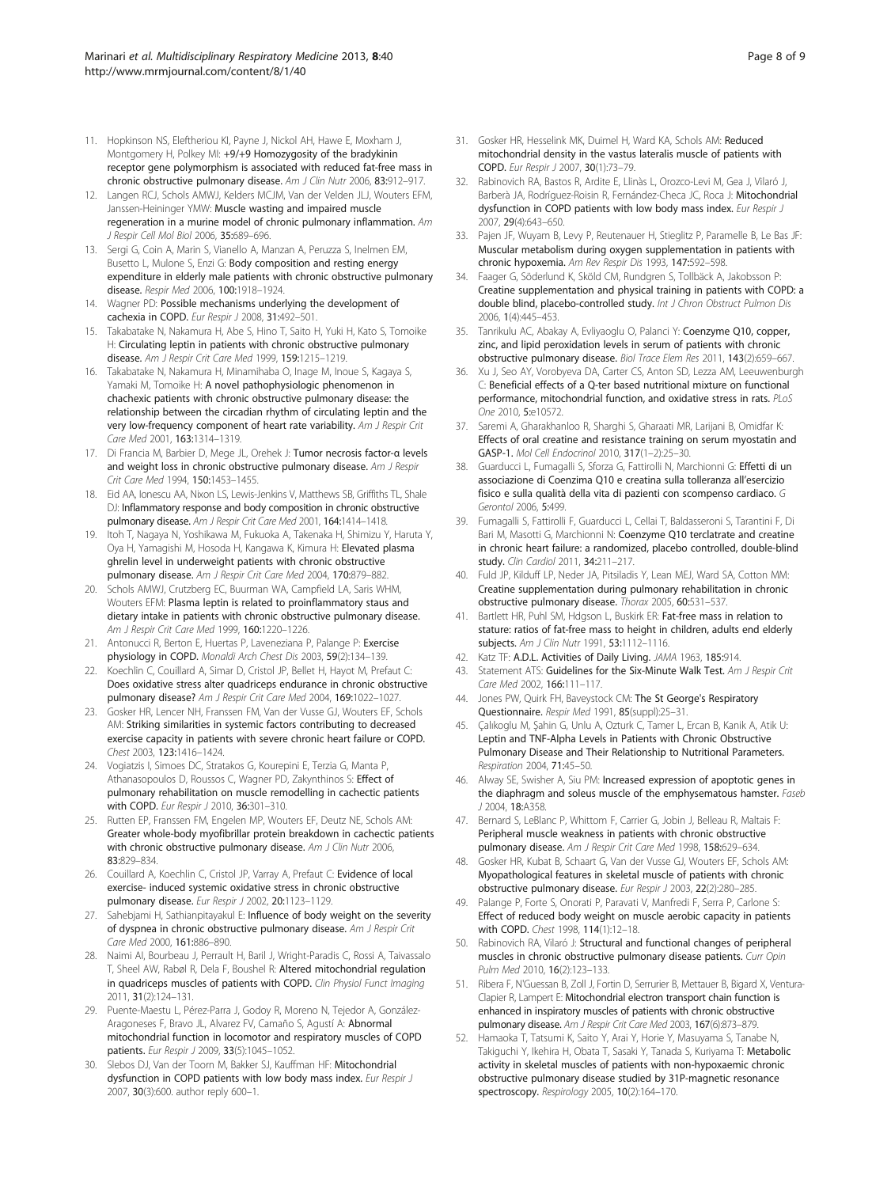11. Hopkinson NS, Eleftheriou KI, Payne J, Nickol AH, Hawe E, Moxham J, Montgomery H, Polkey MI: +9/+9 Homozygosity of the bradykinin receptor gene polymorphism is associated with reduced fat-free mass in chronic obstructive pulmonary disease. *Am J Clin Nutr* 2006, **83**:912–917.
12. Langen RCJ, Schols AMWJ, Kelders MCJM, Van der Velden JLJ, Wouters EFM, Janssen-Heininger YMW: Muscle wasting and impaired muscle regeneration in a murine model of chronic pulmonary inflammation. *Am J Respir Cell Mol Biol* 2006, **35**:689–696.
13. Sergi G, Coin A, Marin S, Vianello A, Manzan A, Peruzza S, Inelmen EM, Busetto L, Mulone S, Enzi G: Body composition and resting energy expenditure in elderly male patients with chronic obstructive pulmonary disease. *Respir Med* 2006, **100**:1918–1924.
14. Wagner PD: Possible mechanisms underlying the development of cachexia in COPD. *Eur Respir J* 2008, **31**:492–501.
15. Takabatake N, Nakamura H, Abe S, Hino T, Saito H, Yuki H, Kato S, Tomoike H: Circulating leptin in patients with chronic obstructive pulmonary disease. *Am J Respir Crit Care Med* 1999, **159**:1215–1219.
16. Takabatake N, Nakamura H, Minamihaba O, Inage M, Inoue S, Kagaya S, Yamaki M, Tomoike H: A novel pathophysiologic phenomenon in chachexic patients with chronic obstructive pulmonary disease: the relationship between the circadian rhythm of circulating leptin and the very low-frequency component of heart rate variability. *Am J Respir Crit Care Med* 2001, **163**:1314–1319.
17. Di Francia M, Barbier D, Mege JL, Orehek J: Tumor necrosis factor-α levels and weight loss in chronic obstructive pulmonary disease. *Am J Respir Crit Care Med* 1994, **150**:1453–1455.
18. Eid AA, Ionescu AA, Nixon LS, Lewis-Jenkins V, Matthews SB, Griffiths TL, Shale DJ: Inflammatory response and body composition in chronic obstructive pulmonary disease. *Am J Respir Crit Care Med* 2001, **164**:1414–1418.
19. Itoh T, Nagaya N, Yoshikawa M, Fukuoka A, Takenaka H, Shimizu Y, Haruta Y, Oya H, Yamagishi M, Hosoda H, Kangawa K, Kimura H: Elevated plasma ghrelin level in underweight patients with chronic obstructive pulmonary disease. *Am J Respir Crit Care Med* 2004, **170**:879–882.
20. Schols AMWJ, Crutzberg EC, Buurman WA, Campfield LA, Saris WHM, Wouters EFM: Plasma leptin is related to proinflammatory staus and dietary intake in patients with chronic obstructive pulmonary disease. *Am J Respir Crit Care Med* 1999, **160**:1220–1226.
21. Antonucci R, Berton E, Huertas P, Laveneziana P, Palange P: Exercise physiology in COPD. *Monaldi Arch Chest Dis* 2003, **59**(2):134–139.
22. Koechlin C, Couillard A, Simar D, Cristol JP, Bellet H, Hayot M, Prefaut C: Does oxidative stress alter quadriceps endurance in chronic obstructive pulmonary disease? *Am J Respir Crit Care Med* 2004, **169**:1022–1027.
23. Gosker HR, Lencer NH, Franssen FM, Van der Vusse GJ, Wouters EF, Schols AM: Striking similarities in systemic factors contributing to decreased exercise capacity in patients with severe chronic heart failure or COPD. *Chest* 2003, **123**:1416–1424.
24. Vogiatzis I, Simoes DC, Stratakos G, Kourepini E, Terzia G, Manta P, Athanasopoulos D, Roussos C, Wagner PD, Zakynthinos S: Effect of pulmonary rehabilitation on muscle remodelling in cachectic patients with COPD. *Eur Respir J* 2010, **36**:301–310.
25. Rutten EP, Franssen FM, Engelen MP, Wouters EF, Deutz NE, Schols AM: Greater whole-body myofibrillar protein breakdown in cachectic patients with chronic obstructive pulmonary disease. *Am J Clin Nutr* 2006, **83**:829–834.
26. Couillard A, Koechlin C, Cristol JP, Varray A, Prefaut C: Evidence of local exercise- induced systemic oxidative stress in chronic obstructive pulmonary disease. *Eur Respir J* 2002, **20**:1123–1129.
27. Sahebjami H, Sathianpitayakul E: Influence of body weight on the severity of dyspnea in chronic obstructive pulmonary disease. *Am J Respir Crit Care Med* 2000, **161**:886–890.
28. Naimi AI, Bourbeau J, Perrault H, Baril J, Wright-Paradis C, Rossi A, Taivassalo T, Sheel AW, Rabøl R, Dela F, Boushel R: Altered mitochondrial regulation in quadriceps muscles of patients with COPD. *Clin Physiol Funct Imaging* 2011, **31**(2):124–131.
29. Puente-Maestu L, Pérez-Parra J, Godoy R, Moreno N, Tejedor A, González-Aragoneses F, Bravo JL, Alvarez FV, Camaño S, Agustí A: Abnormal mitochondrial function in locomotor and respiratory muscles of COPD patients. *Eur Respir J* 2009, **33**(5):1045–1052.
30. Slebos DJ, Van der Toorn M, Bakker SJ, Kauffman HF: Mitochondrial dysfunction in COPD patients with low body mass index. *Eur Respir J* 2007, **30**(3):600. author reply 600–1.
31. Gosker HR, Hesselink MK, Duimel H, Ward KA, Schols AM: Reduced mitochondrial density in the vastus lateralis muscle of patients with COPD. *Eur Respir J* 2007, **30**(1):73–79.
32. Rabinovich RA, Bastos R, Ardite E, Llinàs L, Orozco-Levi M, Gea J, Vilaró J, Barberà JA, Rodríguez-Roisin R, Fernández-Checa JC, Roca J: Mitochondrial dysfunction in COPD patients with low body mass index. *Eur Respir J* 2007, **29**(4):643–650.
33. Pajen JF, Wuyam B, Levy P, Reutenauer H, Stieglitz P, Paramelle B, Le Bas JF: Muscular metabolism during oxygen supplementation in patients with chronic hypoxemia. *Am Rev Respir Dis* 1993, **147**:592–598.
34. Faager G, Söderlund K, Sköld CM, Rundgren S, Tollbäck A, Jakobsson P: Creatine supplementation and physical training in patients with COPD: a double blind, placebo-controlled study. *Int J Chron Obstruct Pulmon Dis* 2006, **1**(4):445–453.
35. Tanrikulu AC, Abakay A, Evliyaoglu O, Palanci Y: Coenzyme Q10, copper, zinc, and lipid peroxidation levels in serum of patients with chronic obstructive pulmonary disease. *Biol Trace Elem Res* 2011, **143**(2):659–667.
36. Xu J, Seo AY, Vorobyeva DA, Carter CS, Anton SD, Lezza AM, Leeuwenburgh C: Beneficial effects of a Q-ter based nutritional mixture on functional performance, mitochondrial function, and oxidative stress in rats. *PLoS One* 2010, **5**:e10572.
37. Saremi A, Gharakhanloo R, Sharghi S, Gharaati MR, Larijani B, Omidfar K: Effects of oral creatine and resistance training on serum myostatin and GASP-1. *Mol Cell Endocrinol* 2010, **317**(1–2):25–30.
38. Guarducci L, Fumagalli S, Sforza G, Fattirolli N, Marchionni G: Effetti di un associazione di Coenzima Q10 e creatina sulla tolleranza all'esercizio fisico e sulla qualità della vita di pazienti con scompenso cardiaco. *G Gerontol* 2006, **5**:499.
39. Fumagalli S, Fattirolli F, Guarducci L, Cellai T, Baldasseroni S, Tarantini F, Di Bari M, Masotti G, Marchionni N: Coenzyme Q10 terclatrate and creatine in chronic heart failure: a randomized, placebo controlled, double-blind study. *Clin Cardiol* 2011, **34**:211–217.
40. Fuld JP, Kilduff LP, Neder JA, Pitsiladis Y, Lean MEJ, Ward SA, Cotton MM: Creatine supplementation during pulmonary rehabilitation in chronic obstructive pulmonary disease. *Thorax* 2005, **60**:531–537.
41. Bartlett HR, Puhl SM, Hdgson L, Buskirk ER: Fat-free mass in relation to stature: ratios of fat-free mass to height in children, adults end elderly subjects. *Am J Clin Nutr* 1991, **53**:1112–1116.
42. Katz TF: A.D.L. Activities of Daily Living. *JAMA* 1963, **185**:914.
43. Statement ATS: Guidelines for the Six-Minute Walk Test. *Am J Respir Crit Care Med* 2002, **166**:111–117.
44. Jones PW, Quirk FH, Baveystock CM: The St George's Respiratory Questionnaire. *Respir Med* 1991, **85**(suppl):25–31.
45. Çalıkoglu M, Şahin G, Unlu A, Ozturk C, Tamer L, Ercan B, Kanik A, Atik U: Leptin and TNF-Alpha Levels in Patients with Chronic Obstructive Pulmonary Disease and Their Relationship to Nutritional Parameters. *Respiration* 2004, **71**:45–50.
46. Alway SE, Swisher A, Siu PM: Increased expression of apoptotic genes in the diaphragm and soleus muscle of the emphysematous hamster. *Faseb J* 2004, **18**:A358.
47. Bernard S, LeBlanc P, Whittom F, Carrier G, Jobin J, Belleau R, Maltais F: Peripheral muscle weakness in patients with chronic obstructive pulmonary disease. *Am J Respir Crit Care Med* 1998, **158**:629–634.
48. Gosker HR, Kubat B, Schaart G, Van der Vusse GJ, Wouters EF, Schols AM: Myopathological features in skeletal muscle of patients with chronic obstructive pulmonary disease. *Eur Respir J* 2003, **22**(2):280–285.
49. Palange P, Forte S, Onorati P, Paravati V, Manfredi F, Serra P, Carlone S: Effect of reduced body weight on muscle aerobic capacity in patients with COPD. *Chest* 1998, **114**(1):12–18.
50. Rabinovich RA, Vilaró J: Structural and functional changes of peripheral muscles in chronic obstructive pulmonary disease patients. *Curr Opin Pulm Med* 2010, **16**(2):123–133.
51. Ribera F, N'Guessan B, Zoll J, Fortin D, Serrurier B, Mettauer B, Bigard X, Ventura-Clapier R, Lampert E: Mitochondrial electron transport chain function is enhanced in inspiratory muscles of patients with chronic obstructive pulmonary disease. *Am J Respir Crit Care Med* 2003, **167**(6):873–879.
52. Hamaoka T, Tatsumi K, Saito Y, Arai Y, Horie Y, Masuyama S, Tanabe N, Takiguchi Y, Ikehira H, Obata T, Sasaki Y, Tanada S, Kuriyama T: Metabolic activity in skeletal muscles of patients with non-hypoxaemic chronic obstructive pulmonary disease studied by 31P-magnetic resonance spectroscopy. *Respirology* 2005, **10**(2):164–170.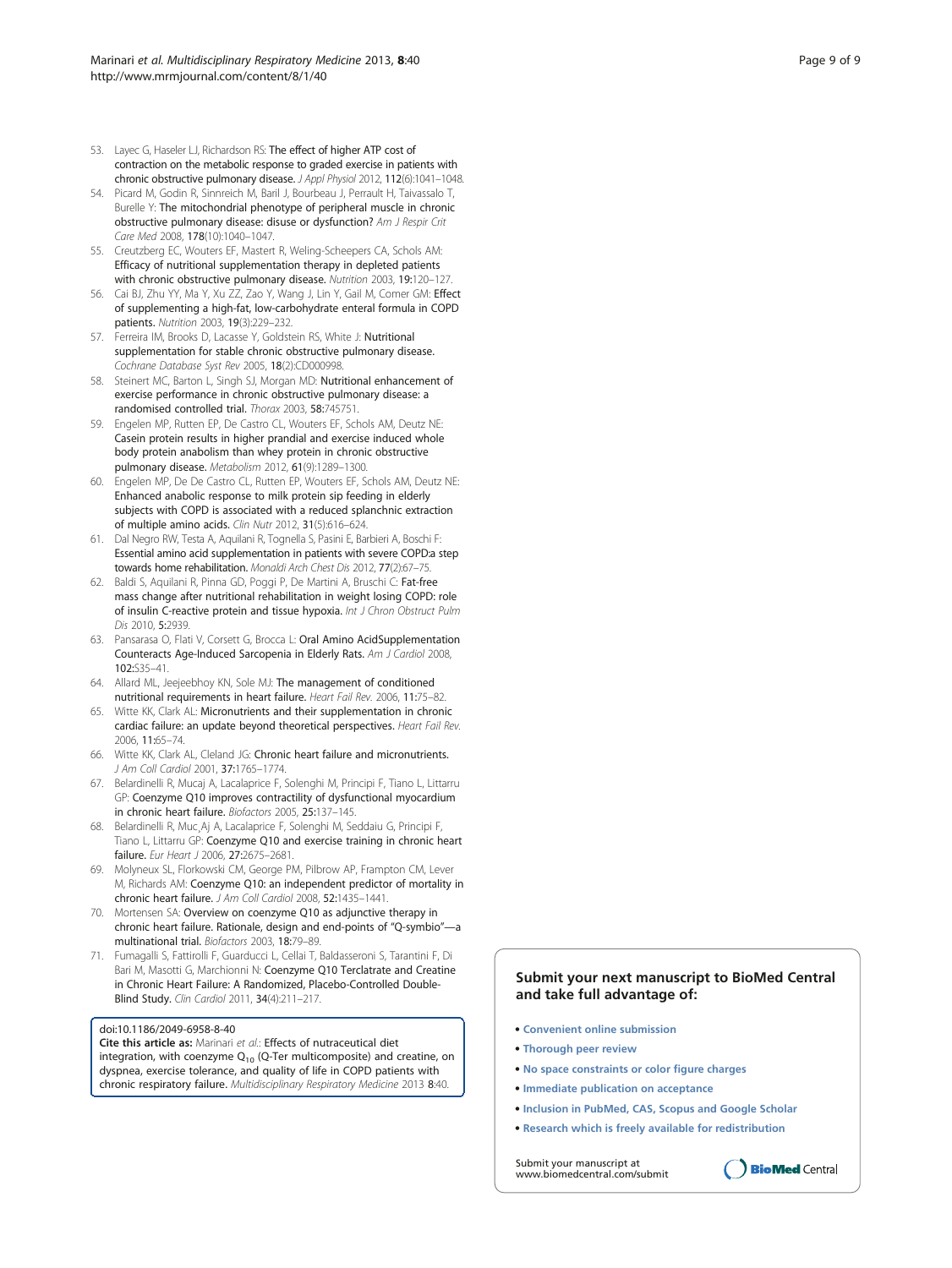53. Layec G, Haseler LJ, Richardson RS: The effect of higher ATP cost of contraction on the metabolic response to graded exercise in patients with chronic obstructive pulmonary disease. *J Appl Physiol* 2012, **112**(6):1041–1048.
54. Picard M, Godin R, Sinnreich M, Baril J, Bourbeau J, Perrault H, Taivassalo T, Burelle Y: The mitochondrial phenotype of peripheral muscle in chronic obstructive pulmonary disease: disuse or dysfunction? *Am J Respir Crit Care Med* 2008, **178**(10):1040–1047.
55. Creutzberg EC, Wouters EF, Mastert R, Weling-Scheepers CA, Schols AM: Efficacy of nutritional supplementation therapy in depleted patients with chronic obstructive pulmonary disease. *Nutrition* 2003, **19**:120–127.
56. Cai BJ, Zhu YY, Ma Y, Xu ZZ, Zao Y, Wang J, Lin Y, Gail M, Comer GM: Effect of supplementing a high-fat, low-carbohydrate enteral formula in COPD patients. *Nutrition* 2003, **19**(3):229–232.
57. Ferreira IM, Brooks D, Lacasse Y, Goldstein RS, White J: Nutritional supplementation for stable chronic obstructive pulmonary disease. *Cochrane Database Syst Rev* 2005, **18**(2):CD000998.
58. Steinert MC, Barton L, Singh SJ, Morgan MD: Nutritional enhancement of exercise performance in chronic obstructive pulmonary disease: a randomised controlled trial. *Thorax* 2003, **58**:745751.
59. Engelen MP, Rutten EP, De Castro CL, Wouters EF, Schols AM, Deutz NE: Casein protein results in higher prandial and exercise induced whole body protein anabolism than whey protein in chronic obstructive pulmonary disease. *Metabolism* 2012, **61**(9):1289–1300.
60. Engelen MP, De De Castro CL, Rutten EP, Wouters EF, Schols AM, Deutz NE: Enhanced anabolic response to milk protein sip feeding in elderly subjects with COPD is associated with a reduced splanchnic extraction of multiple amino acids. *Clin Nutr* 2012, **31**(5):616–624.
61. Dal Negro RW, Testa A, Aquilani R, Tognella S, Pasini E, Barbieri A, Boschi F: Essential amino acid supplementation in patients with severe COPD:a step towards home rehabilitation. *Monaldi Arch Chest Dis* 2012, **77**(2):67–75.
62. Baldi S, Aquilani R, Pinna GD, Poggi P, De Martini A, Bruschi C: Fat-free mass change after nutritional rehabilitation in weight losing COPD: role of insulin C-reactive protein and tissue hypoxia. *Int J Chron Obstruct Pulm Dis* 2010, **5**:2939.
63. Pansarasa O, Flati V, Corsett G, Brocca L: Oral Amino AcidSupplementation Counteracts Age-Induced Sarcopenia in Elderly Rats. *Am J Cardiol* 2008, **102**:S35–41.
64. Allard ML, Jeejeebhoy KN, Sole MJ: The management of conditioned nutritional requirements in heart failure. *Heart Fail Rev.* 2006, **11**:75–82.
65. Witte KK, Clark AL: Micronutrients and their supplementation in chronic cardiac failure: an update beyond theoretical perspectives. *Heart Fail Rev.* 2006, **11**:65–74.
66. Witte KK, Clark AL, Cleland JG: Chronic heart failure and micronutrients. *J Am Coll Cardiol* 2001, **37**:1765–1774.
67. Belardinelli R, Mucaj A, Lacalaprice F, Solenghi M, Principi F, Tiano L, Littarru GP: Coenzyme Q10 improves contractility of dysfunctional myocardium in chronic heart failure. *Biofactors* 2005, **25**:137–145.
68. Belardinelli R, Muc¸Aj A, Lacalaprice F, Solenghi M, Seddaiu G, Principi F, Tiano L, Littarru GP: Coenzyme Q10 and exercise training in chronic heart failure. *Eur Heart J* 2006, **27**:2675–2681.
69. Molyneux SL, Florkowski CM, George PM, Pilbrow AP, Frampton CM, Lever M, Richards AM: Coenzyme Q10: an independent predictor of mortality in chronic heart failure. *J Am Coll Cardiol* 2008, **52**:1435–1441.
70. Mortensen SA: Overview on coenzyme Q10 as adjunctive therapy in chronic heart failure. Rationale, design and end-points of "Q-symbio"—a multinational trial. *Biofactors* 2003, **18**:79–89.
71. Fumagalli S, Fattirolli F, Guarducci L, Cellai T, Baldasseroni S, Tarantini F, Di Bari M, Masotti G, Marchionni N: Coenzyme Q10 Terclatrate and Creatine in Chronic Heart Failure: A Randomized, Placebo-Controlled Double-Blind Study. *Clin Cardiol* 2011, **34**(4):211–217.

doi:10.1186/2049-6958-8-40

**Cite this article as:** Marinari *et al.*: Effects of nutraceutical diet integration, with coenzyme $Q_{10}$ (Q-Ter multicomposite) and creatine, on dyspnea, exercise tolerance, and quality of life in COPD patients with chronic respiratory failure. *Multidisciplinary Respiratory Medicine* 2013 **8**:40.

**Submit your next manuscript to BioMed Central and take full advantage of:**

- Convenient online submission
- Thorough peer review
- No space constraints or color figure charges
- Immediate publication on acceptance
- Inclusion in PubMed, CAS, Scopus and Google Scholar
- Research which is freely available for redistribution

Submit your manuscript at www.biomedcentral.com/submit

BioMed Central